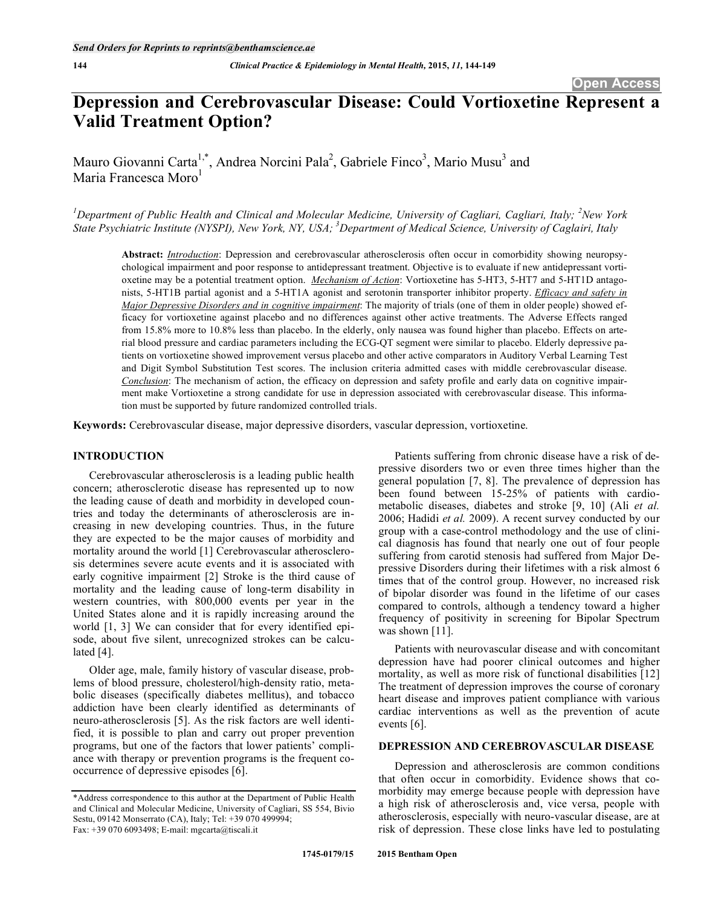Open Access

# Depression and Cerebrovascular Disease: Could Vortioxetine Represent a Valid Treatment Option?

Mauro Giovanni Carta[1,*], Andrea Norcini Pala[2], Gabriele Finco[3], Mario Musu[3] and Maria Francesca Moro[1]

[1]*Department of Public Health and Clinical and Molecular Medicine, University of Cagliari, Cagliari, Italy;* [2]*New York State Psychiatric Institute (NYSPI), New York, NY, USA;* [3]*Department of Medical Science, University of Caglairi, Italy*

**Abstract:** *Introduction*: Depression and cerebrovascular atherosclerosis often occur in comorbidity showing neuropsychological impairment and poor response to antidepressant treatment. Objective is to evaluate if new antidepressant vortioxetine may be a potential treatment option. *Mechanism of Action*: Vortioxetine has 5-HT3, 5-HT7 and 5-HT1D antagonists, 5-HT1B partial agonist and a 5-HT1A agonist and serotonin transporter inhibitor property. *Efficacy and safety in Major Depressive Disorders and in cognitive impairment*: The majority of trials (one of them in older people) showed efficacy for vortioxetine against placebo and no differences against other active treatments. The Adverse Effects ranged from 15.8% more to 10.8% less than placebo. In the elderly, only nausea was found higher than placebo. Effects on arterial blood pressure and cardiac parameters including the ECG-QT segment were similar to placebo. Elderly depressive patients on vortioxetine showed improvement versus placebo and other active comparators in Auditory Verbal Learning Test and Digit Symbol Substitution Test scores. The inclusion criteria admitted cases with middle cerebrovascular disease. *Conclusion*: The mechanism of action, the efficacy on depression and safety profile and early data on cognitive impairment make Vortioxetine a strong candidate for use in depression associated with cerebrovascular disease. This information must be supported by future randomized controlled trials.

**Keywords:** Cerebrovascular disease, major depressive disorders, vascular depression, vortioxetine.

## INTRODUCTION

Cerebrovascular atherosclerosis is a leading public health concern; atherosclerotic disease has represented up to now the leading cause of death and morbidity in developed countries and today the determinants of atherosclerosis are increasing in new developing countries. Thus, in the future they are expected to be the major causes of morbidity and mortality around the world [1] Cerebrovascular atherosclerosis determines severe acute events and it is associated with early cognitive impairment [2] Stroke is the third cause of mortality and the leading cause of long-term disability in western countries, with 800,000 events per year in the United States alone and it is rapidly increasing around the world [1, 3] We can consider that for every identified episode, about five silent, unrecognized strokes can be calculated [4].

Older age, male, family history of vascular disease, problems of blood pressure, cholesterol/high-density ratio, metabolic diseases (specifically diabetes mellitus), and tobacco addiction have been clearly identified as determinants of neuro-atherosclerosis [5]. As the risk factors are well identified, it is possible to plan and carry out proper prevention programs, but one of the factors that lower patients' compliance with therapy or prevention programs is the frequent co-occurrence of depressive episodes [6].

Patients suffering from chronic disease have a risk of depressive disorders two or even three times higher than the general population [7, 8]. The prevalence of depression has been found between 15-25% of patients with cardio-metabolic diseases, diabetes and stroke [9, 10] (Ali *et al.* 2006; Hadidi *et al.* 2009). A recent survey conducted by our group with a case-control methodology and the use of clinical diagnosis has found that nearly one out of four people suffering from carotid stenosis had suffered from Major Depressive Disorders during their lifetimes with a risk almost 6 times that of the control group. However, no increased risk of bipolar disorder was found in the lifetime of our cases compared to controls, although a tendency toward a higher frequency of positivity in screening for Bipolar Spectrum was shown [11].

Patients with neurovascular disease and with concomitant depression have had poorer clinical outcomes and higher mortality, as well as more risk of functional disabilities [12] The treatment of depression improves the course of coronary heart disease and improves patient compliance with various cardiac interventions as well as the prevention of acute events [6].

## DEPRESSION AND CEREBROVASCULAR DISEASE

Depression and atherosclerosis are common conditions that often occur in comorbidity. Evidence shows that comorbidity may emerge because people with depression have a high risk of atherosclerosis and, vice versa, people with atherosclerosis, especially with neuro-vascular disease, are at risk of depression. These close links have led to postulating

*Address correspondence to this author at the Department of Public Health and Clinical and Molecular Medicine, University of Cagliari, SS 554, Bivio Sestu, 09142 Monserrato (CA), Italy; Tel: +39 070 499994; Fax: +39 070 6093498; E-mail: mgcarta@tiscali.it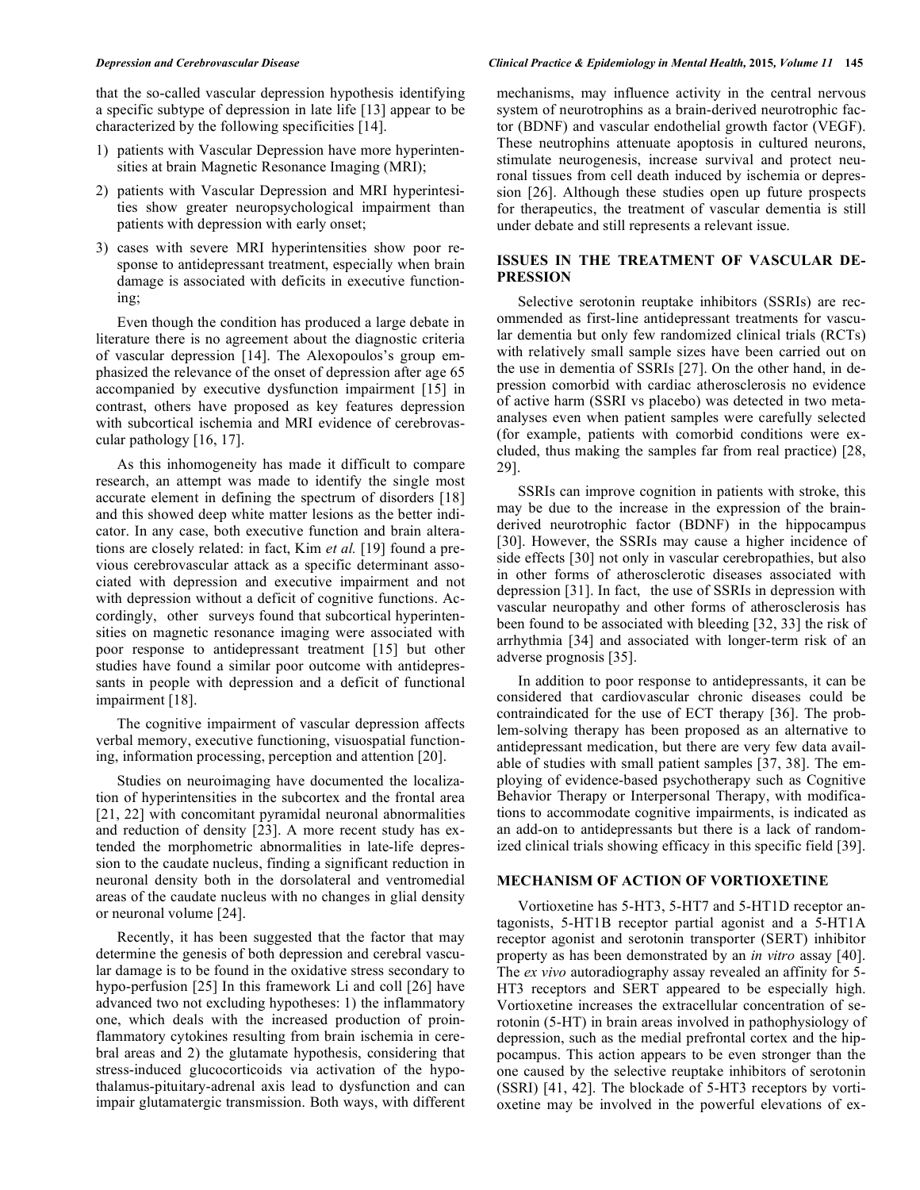that the so-called vascular depression hypothesis identifying a specific subtype of depression in late life [13] appear to be characterized by the following specificities [14].

1) patients with Vascular Depression have more hyperintensities at brain Magnetic Resonance Imaging (MRI);
2) patients with Vascular Depression and MRI hyperintesities show greater neuropsychological impairment than patients with depression with early onset;
3) cases with severe MRI hyperintensities show poor response to antidepressant treatment, especially when brain damage is associated with deficits in executive functioning;

Even though the condition has produced a large debate in literature there is no agreement about the diagnostic criteria of vascular depression [14]. The Alexopoulos's group emphasized the relevance of the onset of depression after age 65 accompanied by executive dysfunction impairment [15] in contrast, others have proposed as key features depression with subcortical ischemia and MRI evidence of cerebrovascular pathology [16, 17].

As this inhomogeneity has made it difficult to compare research, an attempt was made to identify the single most accurate element in defining the spectrum of disorders [18] and this showed deep white matter lesions as the better indicator. In any case, both executive function and brain alterations are closely related: in fact, Kim *et al.* [19] found a previous cerebrovascular attack as a specific determinant associated with depression and executive impairment and not with depression without a deficit of cognitive functions. Accordingly, other surveys found that subcortical hyperintensities on magnetic resonance imaging were associated with poor response to antidepressant treatment [15] but other studies have found a similar poor outcome with antidepressants in people with depression and a deficit of functional impairment [18].

The cognitive impairment of vascular depression affects verbal memory, executive functioning, visuospatial functioning, information processing, perception and attention [20].

Studies on neuroimaging have documented the localization of hyperintensities in the subcortex and the frontal area [21, 22] with concomitant pyramidal neuronal abnormalities and reduction of density [23]. A more recent study has extended the morphometric abnormalities in late-life depression to the caudate nucleus, finding a significant reduction in neuronal density both in the dorsolateral and ventromedial areas of the caudate nucleus with no changes in glial density or neuronal volume [24].

Recently, it has been suggested that the factor that may determine the genesis of both depression and cerebral vascular damage is to be found in the oxidative stress secondary to hypo-perfusion [25] In this framework Li and coll [26] have advanced two not excluding hypotheses: 1) the inflammatory one, which deals with the increased production of proinflammatory cytokines resulting from brain ischemia in cerebral areas and 2) the glutamate hypothesis, considering that stress-induced glucocorticoids via activation of the hypothalamus-pituitary-adrenal axis lead to dysfunction and can impair glutamatergic transmission. Both ways, with different mechanisms, may influence activity in the central nervous system of neurotrophins as a brain-derived neurotrophic factor (BDNF) and vascular endothelial growth factor (VEGF). These neutrophins attenuate apoptosis in cultured neurons, stimulate neurogenesis, increase survival and protect neuronal tissues from cell death induced by ischemia or depression [26]. Although these studies open up future prospects for therapeutics, the treatment of vascular dementia is still under debate and still represents a relevant issue.

## ISSUES IN THE TREATMENT OF VASCULAR DEPRESSION

Selective serotonin reuptake inhibitors (SSRIs) are recommended as first-line antidepressant treatments for vascular dementia but only few randomized clinical trials (RCTs) with relatively small sample sizes have been carried out on the use in dementia of SSRIs [27]. On the other hand, in depression comorbid with cardiac atherosclerosis no evidence of active harm (SSRI vs placebo) was detected in two meta-analyses even when patient samples were carefully selected (for example, patients with comorbid conditions were excluded, thus making the samples far from real practice) [28, 29].

SSRIs can improve cognition in patients with stroke, this may be due to the increase in the expression of the brain-derived neurotrophic factor (BDNF) in the hippocampus [30]. However, the SSRIs may cause a higher incidence of side effects [30] not only in vascular cerebropathies, but also in other forms of atherosclerotic diseases associated with depression [31]. In fact, the use of SSRIs in depression with vascular neuropathy and other forms of atherosclerosis has been found to be associated with bleeding [32, 33] the risk of arrhythmia [34] and associated with longer-term risk of an adverse prognosis [35].

In addition to poor response to antidepressants, it can be considered that cardiovascular chronic diseases could be contraindicated for the use of ECT therapy [36]. The problem-solving therapy has been proposed as an alternative to antidepressant medication, but there are very few data available of studies with small patient samples [37, 38]. The employing of evidence-based psychotherapy such as Cognitive Behavior Therapy or Interpersonal Therapy, with modifications to accommodate cognitive impairments, is indicated as an add-on to antidepressants but there is a lack of randomized clinical trials showing efficacy in this specific field [39].

## MECHANISM OF ACTION OF VORTIOXETINE

Vortioxetine has 5-HT3, 5-HT7 and 5-HT1D receptor antagonists, 5-HT1B receptor partial agonist and a 5-HT1A receptor agonist and serotonin transporter (SERT) inhibitor property as has been demonstrated by an *in vitro* assay [40]. The *ex vivo* autoradiography assay revealed an affinity for 5-HT3 receptors and SERT appeared to be especially high. Vortioxetine increases the extracellular concentration of serotonin (5-HT) in brain areas involved in pathophysiology of depression, such as the medial prefrontal cortex and the hippocampus. This action appears to be even stronger than the one caused by the selective reuptake inhibitors of serotonin (SSRI) [41, 42]. The blockade of 5-HT3 receptors by vortioxetine may be involved in the powerful elevations of ex-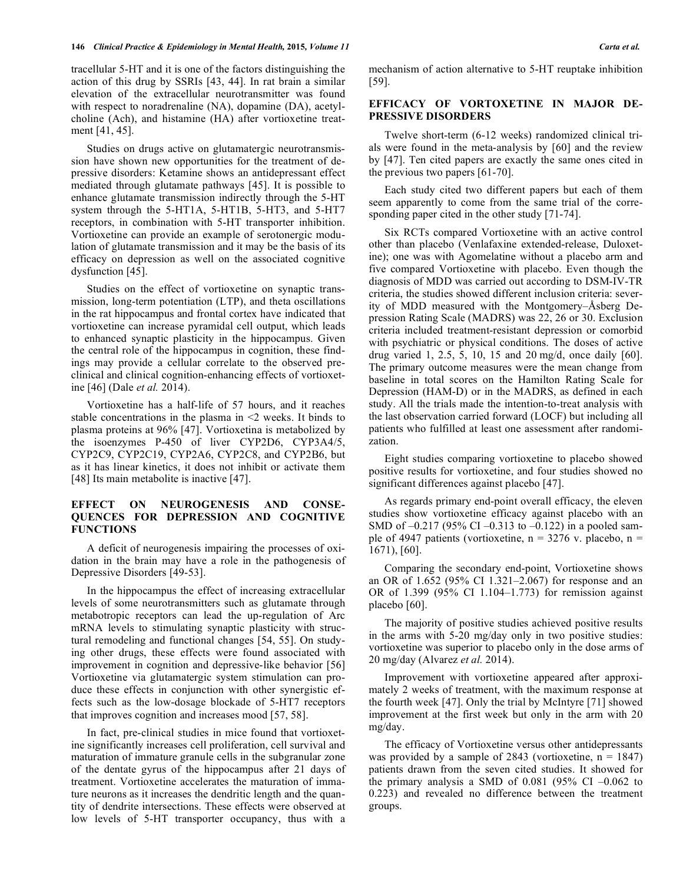tracellular 5-HT and it is one of the factors distinguishing the action of this drug by SSRIs [43, 44]. In rat brain a similar elevation of the extracellular neurotransmitter was found with respect to noradrenaline (NA), dopamine (DA), acetylcholine (Ach), and histamine (HA) after vortioxetine treatment [41, 45].

Studies on drugs active on glutamatergic neurotransmission have shown new opportunities for the treatment of depressive disorders: Ketamine shows an antidepressant effect mediated through glutamate pathways [45]. It is possible to enhance glutamate transmission indirectly through the 5-HT system through the 5-HT1A, 5-HT1B, 5-HT3, and 5-HT7 receptors, in combination with 5-HT transporter inhibition. Vortioxetine can provide an example of serotonergic modulation of glutamate transmission and it may be the basis of its efficacy on depression as well on the associated cognitive dysfunction [45].

Studies on the effect of vortioxetine on synaptic transmission, long-term potentiation (LTP), and theta oscillations in the rat hippocampus and frontal cortex have indicated that vortioxetine can increase pyramidal cell output, which leads to enhanced synaptic plasticity in the hippocampus. Given the central role of the hippocampus in cognition, these findings may provide a cellular correlate to the observed preclinical and clinical cognition-enhancing effects of vortioxetine [46] (Dale *et al.* 2014).

Vortioxetine has a half-life of 57 hours, and it reaches stable concentrations in the plasma in <2 weeks. It binds to plasma proteins at 96% [47]. Vortioxetina is metabolized by the isoenzymes P-450 of liver CYP2D6, CYP3A4/5, CYP2C9, CYP2C19, CYP2A6, CYP2C8, and CYP2B6, but as it has linear kinetics, it does not inhibit or activate them [48] Its main metabolite is inactive [47].

## EFFECT ON NEUROGENESIS AND CONSEQUENCES FOR DEPRESSION AND COGNITIVE FUNCTIONS

A deficit of neurogenesis impairing the processes of oxidation in the brain may have a role in the pathogenesis of Depressive Disorders [49-53].

In the hippocampus the effect of increasing extracellular levels of some neurotransmitters such as glutamate through metabotropic receptors can lead the up-regulation of Arc mRNA levels to stimulating synaptic plasticity with structural remodeling and functional changes [54, 55]. On studying other drugs, these effects were found associated with improvement in cognition and depressive-like behavior [56] Vortioxetine via glutamatergic system stimulation can produce these effects in conjunction with other synergistic effects such as the low-dosage blockade of 5-HT7 receptors that improves cognition and increases mood [57, 58].

In fact, pre-clinical studies in mice found that vortioxetine significantly increases cell proliferation, cell survival and maturation of immature granule cells in the subgranular zone of the dentate gyrus of the hippocampus after 21 days of treatment. Vortioxetine accelerates the maturation of immature neurons as it increases the dendritic length and the quantity of dendrite intersections. These effects were observed at low levels of 5-HT transporter occupancy, thus with a mechanism of action alternative to 5-HT reuptake inhibition [59].

## EFFICACY OF VORTOXETINE IN MAJOR DEPRESSIVE DISORDERS

Twelve short-term (6-12 weeks) randomized clinical trials were found in the meta-analysis by [60] and the review by [47]. Ten cited papers are exactly the same ones cited in the previous two papers [61-70].

Each study cited two different papers but each of them seem apparently to come from the same trial of the corresponding paper cited in the other study [71-74].

Six RCTs compared Vortioxetine with an active control other than placebo (Venlafaxine extended-release, Duloxetine); one was with Agomelatine without a placebo arm and five compared Vortioxetine with placebo. Even though the diagnosis of MDD was carried out according to DSM-IV-TR criteria, the studies showed different inclusion criteria: severity of MDD measured with the Montgomery–Åsberg Depression Rating Scale (MADRS) was 22, 26 or 30. Exclusion criteria included treatment-resistant depression or comorbid with psychiatric or physical conditions. The doses of active drug varied 1, 2.5, 5, 10, 15 and 20 mg/d, once daily [60]. The primary outcome measures were the mean change from baseline in total scores on the Hamilton Rating Scale for Depression (HAM-D) or in the MADRS, as defined in each study. All the trials made the intention-to-treat analysis with the last observation carried forward (LOCF) but including all patients who fulfilled at least one assessment after randomization.

Eight studies comparing vortioxetine to placebo showed positive results for vortioxetine, and four studies showed no significant differences against placebo [47].

As regards primary end-point overall efficacy, the eleven studies show vortioxetine efficacy against placebo with an SMD of –0.217 (95% CI –0.313 to –0.122) in a pooled sample of 4947 patients (vortioxetine, n = 3276 v. placebo, n = 1671), [60].

Comparing the secondary end-point, Vortioxetine shows an OR of 1.652 (95% CI 1.321–2.067) for response and an OR of 1.399 (95% CI 1.104–1.773) for remission against placebo [60].

The majority of positive studies achieved positive results in the arms with 5-20 mg/day only in two positive studies: vortioxetine was superior to placebo only in the dose arms of 20 mg/day (Alvarez *et al.* 2014).

Improvement with vortioxetine appeared after approximately 2 weeks of treatment, with the maximum response at the fourth week [47]. Only the trial by McIntyre [71] showed improvement at the first week but only in the arm with 20 mg/day.

The efficacy of Vortioxetine versus other antidepressants was provided by a sample of 2843 (vortioxetine, n = 1847) patients drawn from the seven cited studies. It showed for the primary analysis a SMD of 0.081 (95% CI –0.062 to 0.223) and revealed no difference between the treatment groups.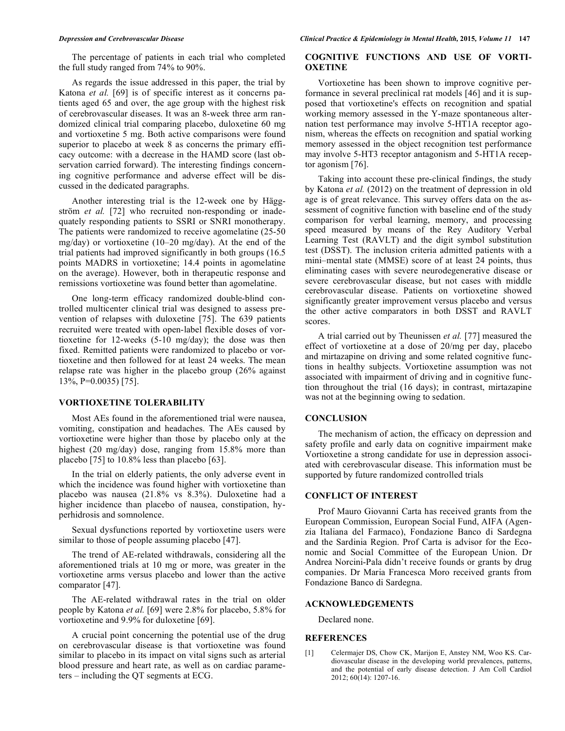The percentage of patients in each trial who completed the full study ranged from 74% to 90%.

As regards the issue addressed in this paper, the trial by Katona *et al.* [69] is of specific interest as it concerns patients aged 65 and over, the age group with the highest risk of cerebrovascular diseases. It was an 8-week three arm randomized clinical trial comparing placebo, duloxetine 60 mg and vortioxetine 5 mg. Both active comparisons were found superior to placebo at week 8 as concerns the primary efficacy outcome: with a decrease in the HAMD score (last observation carried forward). The interesting findings concerning cognitive performance and adverse effect will be discussed in the dedicated paragraphs.

Another interesting trial is the 12-week one by Häggström *et al.* [72] who recruited non-responding or inadequately responding patients to SSRI or SNRI monotherapy. The patients were randomized to receive agomelatine (25-50 mg/day) or vortioxetine (10–20 mg/day). At the end of the trial patients had improved significantly in both groups (16.5 points MADRS in vortioxetine; 14.4 points in agomelatine on the average). However, both in therapeutic response and remissions vortioxetine was found better than agomelatine.

One long-term efficacy randomized double-blind controlled multicenter clinical trial was designed to assess prevention of relapses with duloxetine [75]. The 639 patients recruited were treated with open-label flexible doses of vortioxetine for 12-weeks (5-10 mg/day); the dose was then fixed. Remitted patients were randomized to placebo or vortioxetine and then followed for at least 24 weeks. The mean relapse rate was higher in the placebo group (26% against 13%, P=0.0035) [75].

## VORTIOXETINE TOLERABILITY

Most AEs found in the aforementioned trial were nausea, vomiting, constipation and headaches. The AEs caused by vortioxetine were higher than those by placebo only at the highest (20 mg/day) dose, ranging from 15.8% more than placebo [75] to 10.8% less than placebo [63].

In the trial on elderly patients, the only adverse event in which the incidence was found higher with vortioxetine than placebo was nausea (21.8% vs 8.3%). Duloxetine had a higher incidence than placebo of nausea, constipation, hyperhidrosis and somnolence.

Sexual dysfunctions reported by vortioxetine users were similar to those of people assuming placebo [47].

The trend of AE-related withdrawals, considering all the aforementioned trials at 10 mg or more, was greater in the vortioxetine arms versus placebo and lower than the active comparator [47].

The AE-related withdrawal rates in the trial on older people by Katona *et al.* [69] were 2.8% for placebo, 5.8% for vortioxetine and 9.9% for duloxetine [69].

A crucial point concerning the potential use of the drug on cerebrovascular disease is that vortioxetine was found similar to placebo in its impact on vital signs such as arterial blood pressure and heart rate, as well as on cardiac parameters – including the QT segments at ECG.

## COGNITIVE FUNCTIONS AND USE OF VORTIOXETINE

Vortioxetine has been shown to improve cognitive performance in several preclinical rat models [46] and it is supposed that vortioxetine's effects on recognition and spatial working memory assessed in the Y-maze spontaneous alternation test performance may involve 5-HT1A receptor agonism, whereas the effects on recognition and spatial working memory assessed in the object recognition test performance may involve 5-HT3 receptor antagonism and 5-HT1A receptor agonism [76].

Taking into account these pre-clinical findings, the study by Katona *et al.* (2012) on the treatment of depression in old age is of great relevance. This survey offers data on the assessment of cognitive function with baseline end of the study comparison for verbal learning, memory, and processing speed measured by means of the Rey Auditory Verbal Learning Test (RAVLT) and the digit symbol substitution test (DSST). The inclusion criteria admitted patients with a mini–mental state (MMSE) score of at least 24 points, thus eliminating cases with severe neurodegenerative disease or severe cerebrovascular disease, but not cases with middle cerebrovascular disease. Patients on vortioxetine showed significantly greater improvement versus placebo and versus the other active comparators in both DSST and RAVLT scores.

A trial carried out by Theunissen *et al.* [77] measured the effect of vortioxetine at a dose of 20/mg per day, placebo and mirtazapine on driving and some related cognitive functions in healthy subjects. Vortioxetine assumption was not associated with impairment of driving and in cognitive function throughout the trial (16 days); in contrast, mirtazapine was not at the beginning owing to sedation.

## CONCLUSION

The mechanism of action, the efficacy on depression and safety profile and early data on cognitive impairment make Vortioxetine a strong candidate for use in depression associated with cerebrovascular disease. This information must be supported by future randomized controlled trials

## CONFLICT OF INTEREST

Prof Mauro Giovanni Carta has received grants from the European Commission, European Social Fund, AIFA (Agenzia Italiana del Farmaco), Fondazione Banco di Sardegna and the Sardinia Region. Prof Carta is advisor for the Economic and Social Committee of the European Union. Dr Andrea Norcini-Pala didn't receive founds or grants by drug companies. Dr Maria Francesca Moro received grants from Fondazione Banco di Sardegna.

## ACKNOWLEDGEMENTS

Declared none.

## REFERENCES

[1] Celermajer DS, Chow CK, Marijon E, Anstey NM, Woo KS. Cardiovascular disease in the developing world prevalences, patterns, and the potential of early disease detection. J Am Coll Cardiol 2012; 60(14): 1207-16.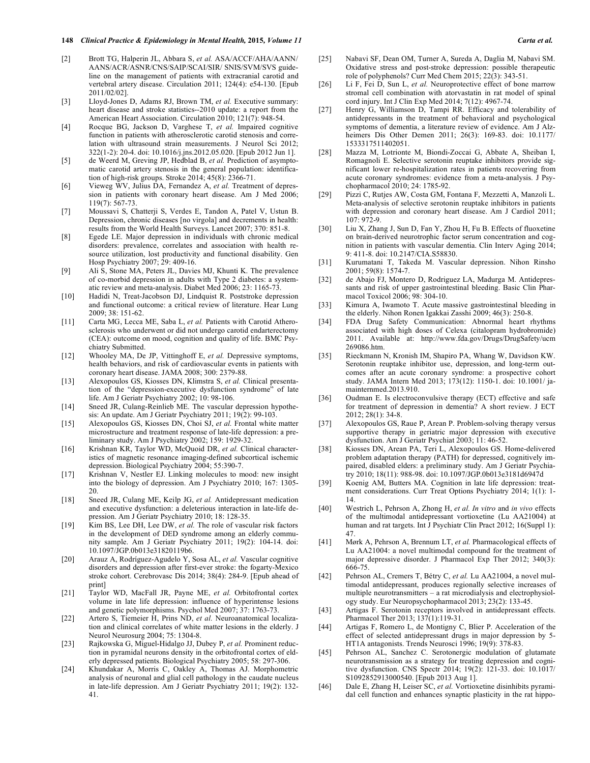[2] Brott TG, Halperin JL, Abbara S, *et al.* ASA/ACCF/AHA/AANN/AANS/ACR/ASNR/CNS/SAIP/SCAI/SIR/ SNIS/SVM/SVS guideline on the management of patients with extracranial carotid and vertebral artery disease. Circulation 2011; 124(4): e54-130. [Epub 2011/02/02].

[3] Lloyd-Jones D, Adams RJ, Brown TM, *et al.* Executive summary: heart disease and stroke statistics--2010 update: a report from the American Heart Association. Circulation 2010; 121(7): 948-54.

[4] Rocque BG, Jackson D, Varghese T, *et al.* Impaired cognitive function in patients with atherosclerotic carotid stenosis and correlation with ultrasound strain measurements. J Neurol Sci 2012; 322(1-2): 20-4. doi: 10.1016/j.jns.2012.05.020. [Epub 2012 Jun 1].

[5] de Weerd M, Greving JP, Hedblad B, *et al.* Prediction of asymptomatic carotid artery stenosis in the general population: identification of high-risk groups. Stroke 2014; 45(8): 2366-71.

[6] Vieweg WV, Julius DA, Fernandez A, *et al.* Treatment of depression in patients with coronary heart disease. Am J Med 2006; 119(7): 567-73.

[7] Moussavi S, Chatterji S, Verdes E, Tandon A, Patel V, Ustun B. Depression, chronic diseases [no virgola] and decrements in health: results from the World Health Surveys. Lancet 2007; 370: 851-8.

[8] Egede LE. Major depression in individuals with chronic medical disorders: prevalence, correlates and association with health resource utilization, lost productivity and functional disability. Gen Hosp Psychiatry 2007; 29: 409-16.

[9] Ali S, Stone MA, Peters JL, Davies MJ, Khunti K. The prevalence of co-morbid depression in adults with Type 2 diabetes: a systematic review and meta-analysis. Diabet Med 2006; 23: 1165-73.

[10] Hadidi N, Treat-Jacobson DJ, Lindquist R. Poststroke depression and functional outcome: a critical review of literature. Hear Lung 2009; 38: 151-62.

[11] Carta MG, Lecca ME, Saba L, *et al.* Patients with Carotid Atherosclerosis who underwent or did not undergo carotid endarterectomy (CEA): outcome on mood, cognition and quality of life. BMC Psychiatry Submitted.

[12] Whooley MA, De JP, Vittinghoff E, *et al.* Depressive symptoms, health behaviors, and risk of cardiovascular events in patients with coronary heart disease. JAMA 2008; 300: 2379-88.

[13] Alexopoulos GS, Kiosses DN, Klimstra S, *et al.* Clinical presentation of the "depression-executive dysfunction syndrome" of late life. Am J Geriatr Psychiatry 2002; 10: 98-106.

[14] Sneed JR, Culang-Reinlieb ME. The vascular depression hypothesis: An update. Am J Geriatr Psychiatry 2011; 19(2): 99-103.

[15] Alexopoulos GS, Kiosses DN, Choi SJ, *et al.* Frontal white matter microstructure and treatment response of late-life depression: a preliminary study. Am J Psychiatry 2002; 159: 1929-32.

[16] Krishnan KR, Taylor WD, McQuoid DR, *et al.* Clinical characteristics of magnetic resonance imaging-defined subcortical ischemic depression. Biological Psychiatry 2004; 55:390-7.

[17] Krishnan V, Nestler EJ. Linking molecules to mood: new insight into the biology of depression. Am J Psychiatry 2010; 167: 1305-20.

[18] Sneed JR, Culang ME, Keilp JG, *et al.* Antidepressant medication and executive dysfunction: a deleterious interaction in late-life depression. Am J Geriatr Psychiatry 2010; 18: 128-35.

[19] Kim BS, Lee DH, Lee DW, *et al.* The role of vascular risk factors in the development of DED syndrome among an elderly community sample. Am J Geriatr Psychiatry 2011; 19(2): 104-14. doi: 10.1097/JGP.0b013e31820119b6.

[20] Arauz A, Rodríguez-Agudelo Y, Sosa AL, *et al.* Vascular cognitive disorders and depression after first-ever stroke: the fogarty-Mexico stroke cohort. Cerebrovasc Dis 2014; 38(4): 284-9. [Epub ahead of print]

[21] Taylor WD, MacFall JR, Payne ME, *et al.* Orbitofrontal cortex volume in late life depression: influence of hyperintense lesions and genetic polymorphisms. Psychol Med 2007; 37: 1763-73.

[22] Artero S, Tiemeier H, Prins ND, *et al.* Neuroanatomical localization and clinical correlates of white matter lesions in the elderly. J Neurol Neurosurg 2004; 75: 1304-8.

[23] Rajkowska G, Miguel-Hidalgo JJ, Dubey P, *et al.* Prominent reduction in pyramidal neurons density in the orbitofrontal cortex of elderly depressed patients. Biological Psychiatry 2005; 58: 297-306.

[24] Khundakar A, Morris C, Oakley A, Thomas AJ. Morphometric analysis of neuronal and glial cell pathology in the caudate nucleus in late-life depression. Am J Geriatr Psychiatry 2011; 19(2): 132-41.

[25] Nabavi SF, Dean OM, Turner A, Sureda A, Daglia M, Nabavi SM. Oxidative stress and post-stroke depression: possible therapeutic role of polyphenols? Curr Med Chem 2015; 22(3): 343-51.

[26] Li F, Fei D, Sun L, *et al.* Neuroprotective effect of bone marrow stromal cell combination with atorvastatin in rat model of spinal cord injury. Int J Clin Exp Med 2014; 7(12): 4967-74.

[27] Henry G, Williamson D, Tampi RR. Efficacy and tolerability of antidepressants in the treatment of behavioral and psychological symptoms of dementia, a literature review of evidence. Am J Alzheimers Dis Other Demen 2011; 26(3): 169-83. doi: 10.1177/1533317511402051.

[28] Mazza M, Lotrionte M, Biondi-Zoccai G, Abbate A, Sheiban I, Romagnoli E. Selective serotonin reuptake inhibitors provide significant lower re-hospitalization rates in patients recovering from acute coronary syndromes: evidence from a meta-analysis. J Psychopharmacol 2010; 24: 1785-92.

[29] Pizzi C, Rutjes AW, Costa GM, Fontana F, Mezzetti A, Manzoli L. Meta-analysis of selective serotonin reuptake inhibitors in patients with depression and coronary heart disease. Am J Cardiol 2011; 107: 972-9.

[30] Liu X, Zhang J, Sun D, Fan Y, Zhou H, Fu B. Effects of fluoxetine on brain-derived neurotrophic factor serum concentration and cognition in patients with vascular dementia. Clin Interv Aging 2014; 9: 411-8. doi: 10.2147/CIA.S58830.

[31] Kurumatani T, Takeda M. Vascular depression. Nihon Rinsho 2001; 59(8): 1574-7.

[32] de Abajo FJ, Montero D, Rodriguez LA, Madurga M. Antidepressants and risk of upper gastrointestinal bleeding. Basic Clin Pharmacol Toxicol 2006; 98: 304-10.

[33] Kimura A, Iwamoto T. Acute massive gastrointestinal bleeding in the elderly. Nihon Ronen Igakkai Zasshi 2009; 46(3): 250-8.

[34] FDA Drug Safety Communication: Abnormal heart rhythms associated with high doses of Celexa (citalopram hydrobromide) 2011. Available at: http://www.fda.gov/Drugs/DrugSafety/ucm269086.htm.

[35] Rieckmann N, Kronish IM, Shapiro PA, Whang W, Davidson KW. Serotonin reuptake inhibitor use, depression, and long-term outcomes after an acute coronary syndrome: a prospective cohort study. JAMA Intern Med 2013; 173(12): 1150-1. doi: 10.1001/jamainternmed.2013.910.

[36] Oudman E. Is electroconvulsive therapy (ECT) effective and safe for treatment of depression in dementia? A short review. J ECT 2012; 28(1): 34-8.

[37] Alexopoulos GS, Raue P, Arean P. Problem-solving therapy versus supportive therapy in geriatric major depression with executive dysfunction. Am J Geriatr Psychiat 2003; 11: 46-52.

[38] Kiosses DN, Arean PA, Teri L, Alexopoulos GS. Home-delivered problem adaptation therapy (PATH) for depressed, cognitively impaired, disabled elders: a preliminary study. Am J Geriatr Psychiatry 2010; 18(11): 988-98. doi: 10.1097/JGP.0b013e3181d6947d

[39] Koenig AM, Butters MA. Cognition in late life depression: treatment considerations. Curr Treat Options Psychiatry 2014; 1(1): 1-14.

[40] Westrich L, Pehrson A, Zhong H, *et al. In vitro* and *in vivo* effects of the multimodal antidepressant vortioxetine (Lu AA21004) at human and rat targets. Int J Psychiatr Clin Pract 2012; 16(Suppl 1): 47.

[41] Mørk A, Pehrson A, Brennum LT, *et al.* Pharmacological effects of Lu AA21004: a novel multimodal compound for the treatment of major depressive disorder. J Pharmacol Exp Ther 2012; 340(3): 666-75.

[42] Pehrson AL, Cremers T, Bétry C, *et al.* Lu AA21004, a novel multimodal antidepressant, produces regionally selective increases of multiple neurotransmitters – a rat microdialysis and electrophysiology study. Eur Neuropsychopharmacol 2013; 23(2): 133-45.

[43] Artigas F. Serotonin receptors involved in antidepressant effects. Pharmacol Ther 2013; 137(1):119-31.

[44] Artigas F, Romero L, de Montigny C, Blier P. Acceleration of the effect of selected antidepressant drugs in major depression by 5-HT1A antagonists. Trends Neurosci 1996; 19(9): 378-83.

[45] Pehrson AL, Sanchez C. Serotonergic modulation of glutamate neurotransmission as a strategy for treating depression and cognitive dysfunction. CNS Spectr 2014; 19(2): 121-33. doi: 10.1017/S1092852913000540. [Epub 2013 Aug 1].

[46] Dale E, Zhang H, Leiser SC, *et al.* Vortioxetine disinhibits pyramidal cell function and enhances synaptic plasticity in the rat hippo-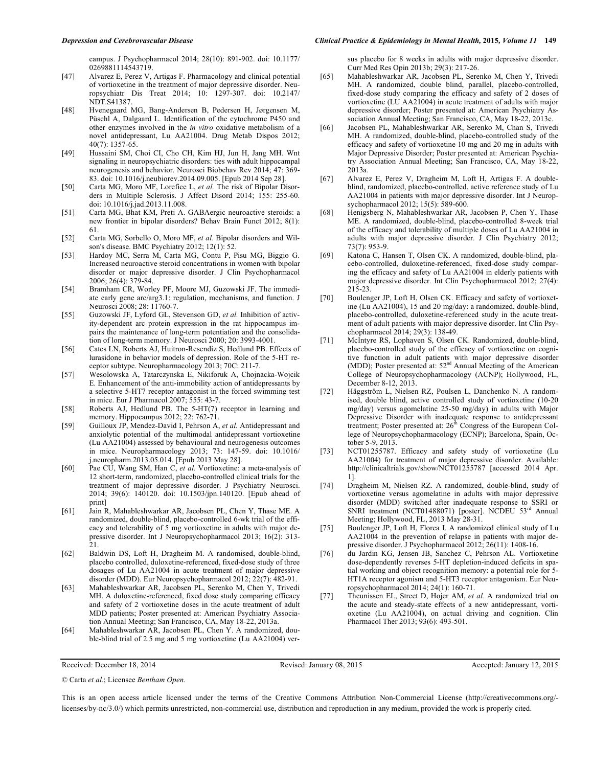campus. J Psychopharmacol 2014; 28(10): 891-902. doi: 10.1177/0269881114543719.

[47] Alvarez E, Perez V, Artigas F. Pharmacology and clinical potential of vortioxetine in the treatment of major depressive disorder. Neuropsychiatr Dis Treat 2014; 10: 1297-307. doi: 10.2147/NDT.S41387.

[48] Hvenegaard MG, Bang-Andersen B, Pedersen H, Jørgensen M, Püschl A, Dalgaard L. Identification of the cytochrome P450 and other enzymes involved in the *in vitro* oxidative metabolism of a novel antidepressant, Lu AA21004. Drug Metab Dispos 2012; 40(7): 1357-65.

[49] Hussaini SM, Choi CI, Cho CH, Kim HJ, Jun H, Jang MH. Wnt signaling in neuropsychiatric disorders: ties with adult hippocampal neurogenesis and behavior. Neurosci Biobehav Rev 2014; 47: 369-83. doi: 10.1016/j.neubiorev.2014.09.005. [Epub 2014 Sep 28].

[50] Carta MG, Moro MF, Lorefice L, *et al.* The risk of Bipolar Disorders in Multiple Sclerosis. J Affect Disord 2014; 155: 255-60. doi: 10.1016/j.jad.2013.11.008.

[51] Carta MG, Bhat KM, Preti A. GABAergic neuroactive steroids: a new frontier in bipolar disorders? Behav Brain Funct 2012; 8(1): 61.

[52] Carta MG, Sorbello O, Moro MF, *et al.* Bipolar disorders and Wilson's disease. BMC Psychiatry 2012; 12(1): 52.

[53] Hardoy MC, Serra M, Carta MG, Contu P, Pisu MG, Biggio G. Increased neuroactive steroid concentrations in women with bipolar disorder or major depressive disorder. J Clin Psychopharmacol 2006; 26(4): 379-84.

[54] Bramham CR, Worley PF, Moore MJ, Guzowski JF. The immediate early gene arc/arg3.1: regulation, mechanisms, and function. J Neurosci 2008; 28: 11760-7.

[55] Guzowski JF, Lyford GL, Stevenson GD, *et al.* Inhibition of activity-dependent arc protein expression in the rat hippocampus impairs the maintenance of long-term potentiation and the consolidation of long-term memory. J Neurosci 2000; 20: 3993-4001.

[56] Cates LN, Roberts AJ, Huitron-Resendiz S, Hedlund PB. Effects of lurasidone in behavior models of depression. Role of the 5-HT receptor subtype. Neuropharmacology 2013; 70C: 211-7.

[57] Wesolowska A, Tatarczynska E, Nikiforuk A, Chojnacka-Wojcik E. Enhancement of the anti-immobility action of antidepressants by a selective 5-HT7 receptor antagonist in mice. Eur J Pharmacol 2007; 555: 43-7.

[58] Roberts AJ, Hedlund PB. The 5-HT(7) receptor in learning and memory. Hippocampus 2012; 22: 762-71.

[59] Guilloux JP, Mendez-David I, Pehrson A, *et al.* Antidepressant and anxiolytic potential of the multimodal antidepressant vortioxetine (Lu AA21004) assessed by behavioural and neurogenesis outcomes in mice. Neuropharmacology 2013; 73: 147-59. doi: 10.1016/j.neuropharm.2013.05.014. [Epub 2013 May 28].

[60] Pae CU, Wang SM, Han C, *et al.* Vortioxetine: a meta-analysis of 12 short-term, randomized, placebo-controlled clinical trials for the treatment of major depressive disorder. J Psychiatry Neurosci. 2014; 39(6): 140120. doi: 10.1503/jpn.140120. [Epub ahead of print]

[61] Jain R, Mahableshwarkar AR, Jacobsen PL, Chen Y, Thase ME. A randomized, double-blind, placebo-controlled 6-wk trial of the efficacy and tolerability of 5 mg vortioxetine in adults with major depressive disorder. Int J Neuropsychopharmacol 2013; 16(2): 313-21.

[62] Baldwin DS, Loft H, Dragheim M. A randomised, double-blind, placebo controlled, duloxetine-referenced, fixed-dose study of three dosages of Lu AA21004 in acute treatment of major depressive disorder (MDD). Eur Neuropsychopharmacol 2012; 22(7): 482-91.

[63] Mahableshwarkar AR, Jacobsen PL, Serenko M, Chen Y, Trivedi MH. A duloxetine-referenced, fixed dose study comparing efficacy and safety of 2 vortioxetine doses in the acute treatment of adult MDD patients; Poster presented at: American Psychiatry Association Annual Meeting; San Francisco, CA, May 18-22, 2013a.

[64] Mahableshwarkar AR, Jacobsen PL, Chen Y. A randomized, double-blind trial of 2.5 mg and 5 mg vortioxetine (Lu AA21004) versus placebo for 8 weeks in adults with major depressive disorder. Curr Med Res Opin 2013b; 29(3): 217-26.

[65] Mahableshwarkar AR, Jacobsen PL, Serenko M, Chen Y, Trivedi MH. A randomized, double blind, parallel, placebo-controlled, fixed-dose study comparing the efficacy and safety of 2 doses of vortioxetine (LU AA21004) in acute treatment of adults with major depressive disorder; Poster presented at: American Psychiatry Association Annual Meeting; San Francisco, CA, May 18-22, 2013c.

[66] Jacobsen PL, Mahableshwarkar AR, Serenko M, Chan S, Trivedi MH. A randomized, double-blind, placebo-controlled study of the efficacy and safety of vortioxetine 10 mg and 20 mg in adults with Major Depressive Disorder; Poster presented at: American Psychiatry Association Annual Meeting; San Francisco, CA, May 18-22, 2013a.

[67] Alvarez E, Perez V, Dragheim M, Loft H, Artigas F. A double-blind, randomized, placebo-controlled, active reference study of Lu AA21004 in patients with major depressive disorder. Int J Neuropsychopharmacol 2012; 15(5): 589-600.

[68] Henigsberg N, Mahableshwarkar AR, Jacobsen P, Chen Y, Thase ME. A randomized, double-blind, placebo-controlled 8-week trial of the efficacy and tolerability of multiple doses of Lu AA21004 in adults with major depressive disorder. J Clin Psychiatry 2012; 73(7): 953-9.

[69] Katona C, Hansen T, Olsen CK. A randomized, double-blind, placebo-controlled, duloxetine-referenced, fixed-dose study comparing the efficacy and safety of Lu AA21004 in elderly patients with major depressive disorder. Int Clin Psychopharmacol 2012; 27(4): 215-23.

[70] Boulenger JP, Loft H, Olsen CK. Efficacy and safety of vortioxetine (Lu AA21004), 15 and 20 mg/day: a randomized, double-blind, placebo-controlled, duloxetine-referenced study in the acute treatment of adult patients with major depressive disorder. Int Clin Psychopharmacol 2014; 29(3): 138-49.

[71] McIntyre RS, Lophaven S, Olsen CK. Randomized, double-blind, placebo-controlled study of the efficacy of vortioxetine on cognitive function in adult patients with major depressive disorder (MDD); Poster presented at: 52nd Annual Meeting of the American College of Neuropsychopharmacology (ACNP); Hollywood, FL, December 8-12, 2013.

[72] Häggström L, Nielsen RZ, Poulsen L, Danchenko N. A randomised, double blind, active controlled study of vortioxetine (10-20 mg/day) versus agomelatine 25-50 mg/day) in adults with Major Depressive Disorder with inadequate response to antidepressant treatment; Poster presented at: 26th Congress of the European College of Neuropsychopharmacology (ECNP); Barcelona, Spain, October 5-9, 2013.

[73] NCT01255787. Efficacy and safety study of vortioxetine (Lu AA21004) for treatment of major depressive disorder. Available: http://clinicaltrials.gov/show/NCT01255787 [accessed 2014 Apr. 1].

[74] Dragheim M, Nielsen RZ. A randomized, double-blind, study of vortioxetine versus agomelatine in adults with major depressive disorder (MDD) switched after inadequate response to SSRI or SNRI treatment (NCT01488071) [poster]. NCDEU 53rd Annual Meeting; Hollywood, FL, 2013 May 28-31.

[75] Boulenger JP, Loft H, Florea I. A randomized clinical study of Lu AA21004 in the prevention of relapse in patients with major depressive disorder. J Psychopharmacol 2012; 26(11): 1408-16.

[76] du Jardin KG, Jensen JB, Sanchez C, Pehrson AL. Vortioxetine dose-dependently reverses 5-HT depletion-induced deficits in spatial working and object recognition memory: a potential role for 5-HT1A receptor agonism and 5-HT3 receptor antagonism. Eur Neuropsychopharmacol 2014; 24(1): 160-71.

[77] Theunissen EL, Street D, Hojer AM, *et al.* A randomized trial on the acute and steady-state effects of a new antidepressant, vortioxetine (Lu AA21004), on actual driving and cognition. Clin Pharmacol Ther 2013; 93(6): 493-501.

Received: December 18, 2014 Revised: January 08, 2015 Accepted: January 12, 2015

© Carta *et al.*; Licensee *Bentham Open.*

This is an open access article licensed under the terms of the Creative Commons Attribution Non-Commercial License (http://creativecommons.org/-licenses/by-nc/3.0/) which permits unrestricted, non-commercial use, distribution and reproduction in any medium, provided the work is properly cited.